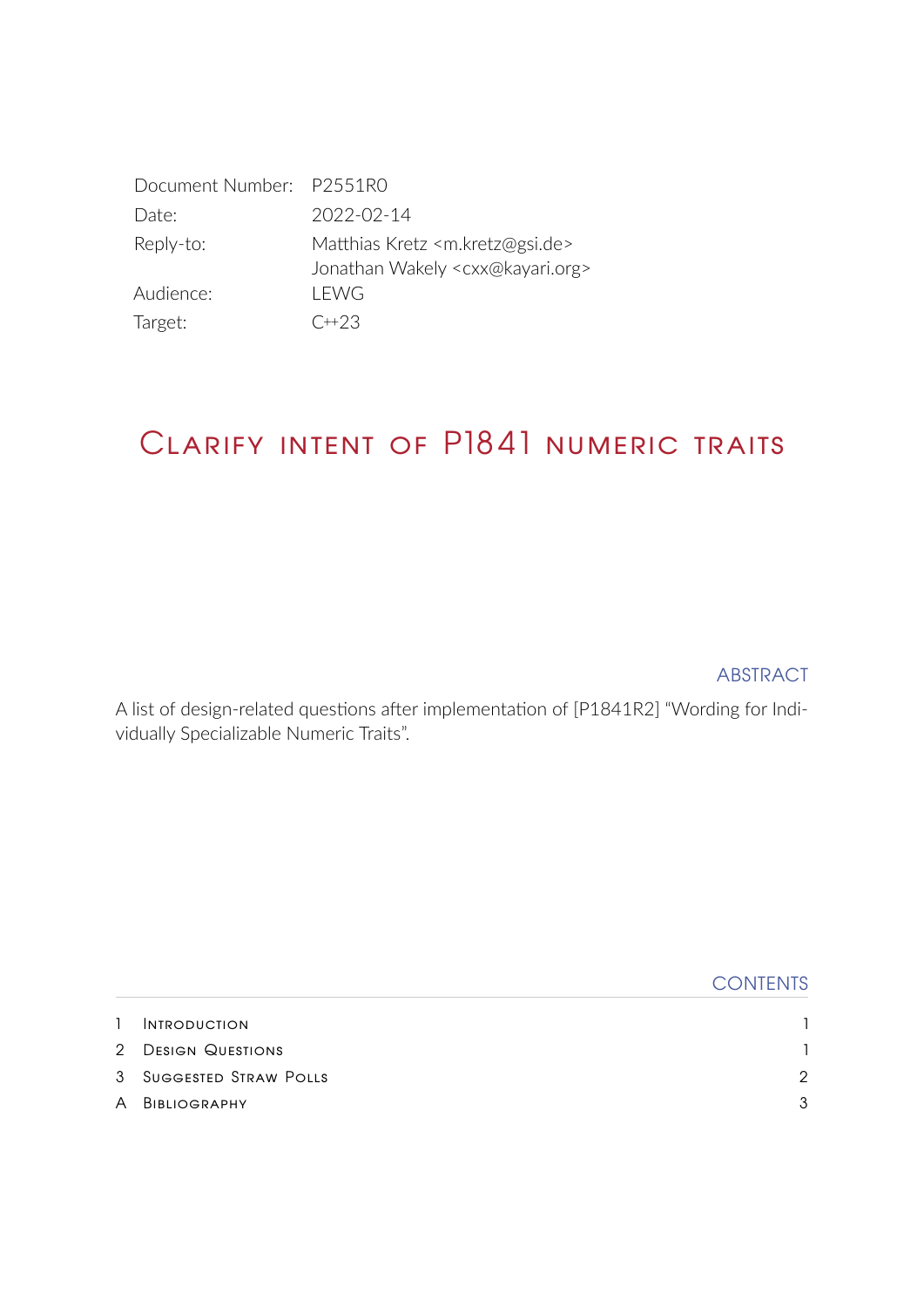| | |
|---|---|
| Document Number: | P2551R0 |
| Date: | 2022-02-14 |
| Reply-to: | Matthias Kretz <m.kretz@gsi.de><br>Jonathan Wakely <cxx@kayari.org> |
| Audience: | LEWG |
| Target: | C++23 |

# Clarify intent of P1841 numeric traits

## ABSTRACT

A list of design-related questions after implementation of [P1841R2] "Wording for Individually Specializable Numeric Traits".

## CONTENTS

| | | |
|---|---|---|
| 1 | Introduction | 1 |
| 2 | Design Questions | 1 |
| 3 | Suggested Straw Polls | 2 |
| A | Bibliography | 3 |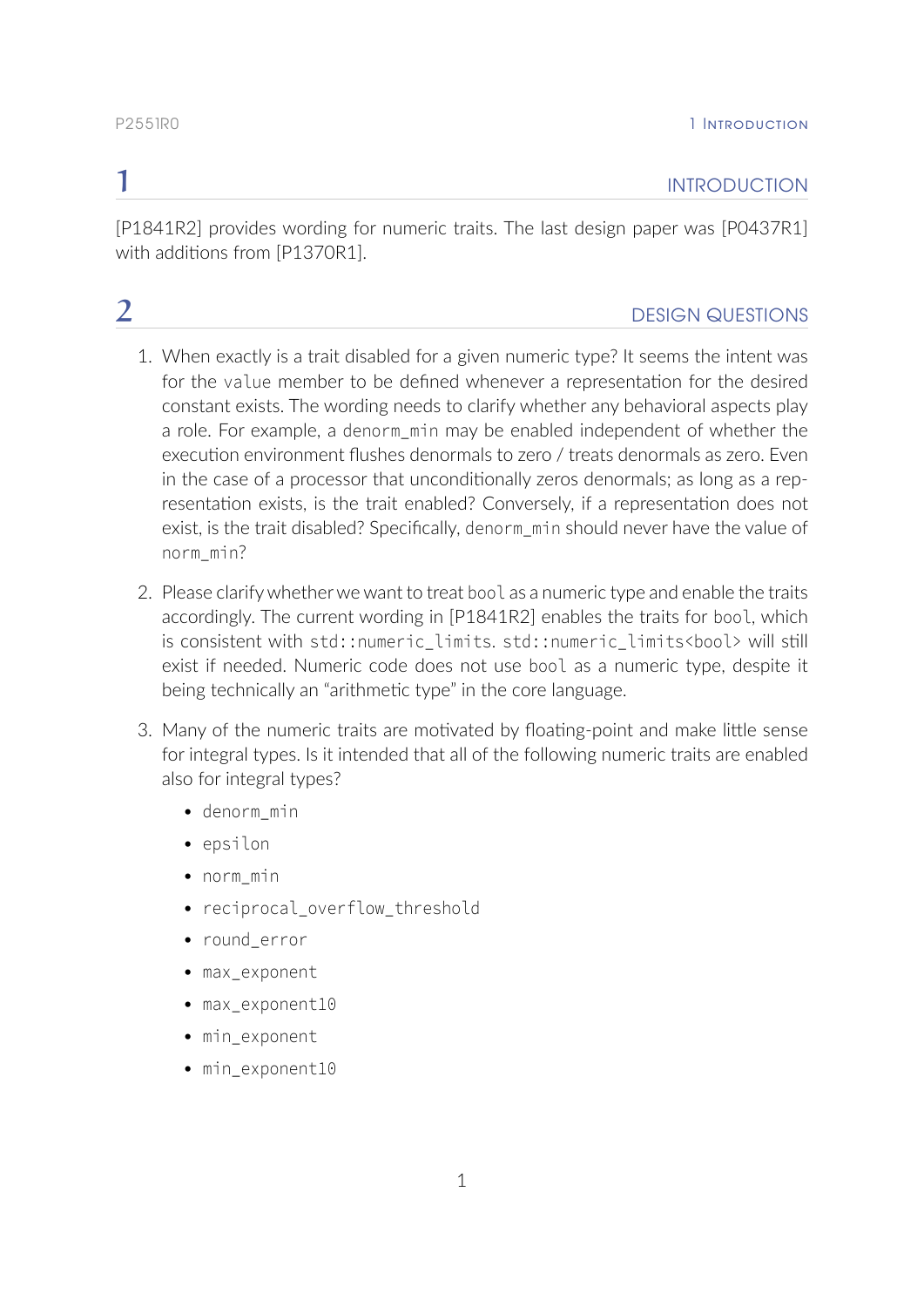# 1 INTRODUCTION

[P1841R2] provides wording for numeric traits. The last design paper was [P0437R1] with additions from [P1370R1].

# 2 DESIGN QUESTIONS

1. When exactly is a trait disabled for a given numeric type? It seems the intent was for the `value` member to be defined whenever a representation for the desired constant exists. The wording needs to clarify whether any behavioral aspects play a role. For example, a `denorm_min` may be enabled independent of whether the execution environment flushes denormals to zero / treats denormals as zero. Even in the case of a processor that unconditionally zeros denormals; as long as a representation exists, is the trait enabled? Conversely, if a representation does not exist, is the trait disabled? Specifically, `denorm_min` should never have the value of `norm_min`?

2. Please clarify whether we want to treat `bool` as a numeric type and enable the traits accordingly. The current wording in [P1841R2] enables the traits for `bool`, which is consistent with `std::numeric_limits`. `std::numeric_limits<bool>` will still exist if needed. Numeric code does not use `bool` as a numeric type, despite it being technically an "arithmetic type" in the core language.

3. Many of the numeric traits are motivated by floating-point and make little sense for integral types. Is it intended that all of the following numeric traits are enabled also for integral types?

   - `denorm_min`
   - `epsilon`
   - `norm_min`
   - `reciprocal_overflow_threshold`
   - `round_error`
   - `max_exponent`
   - `max_exponent10`
   - `min_exponent`
   - `min_exponent10`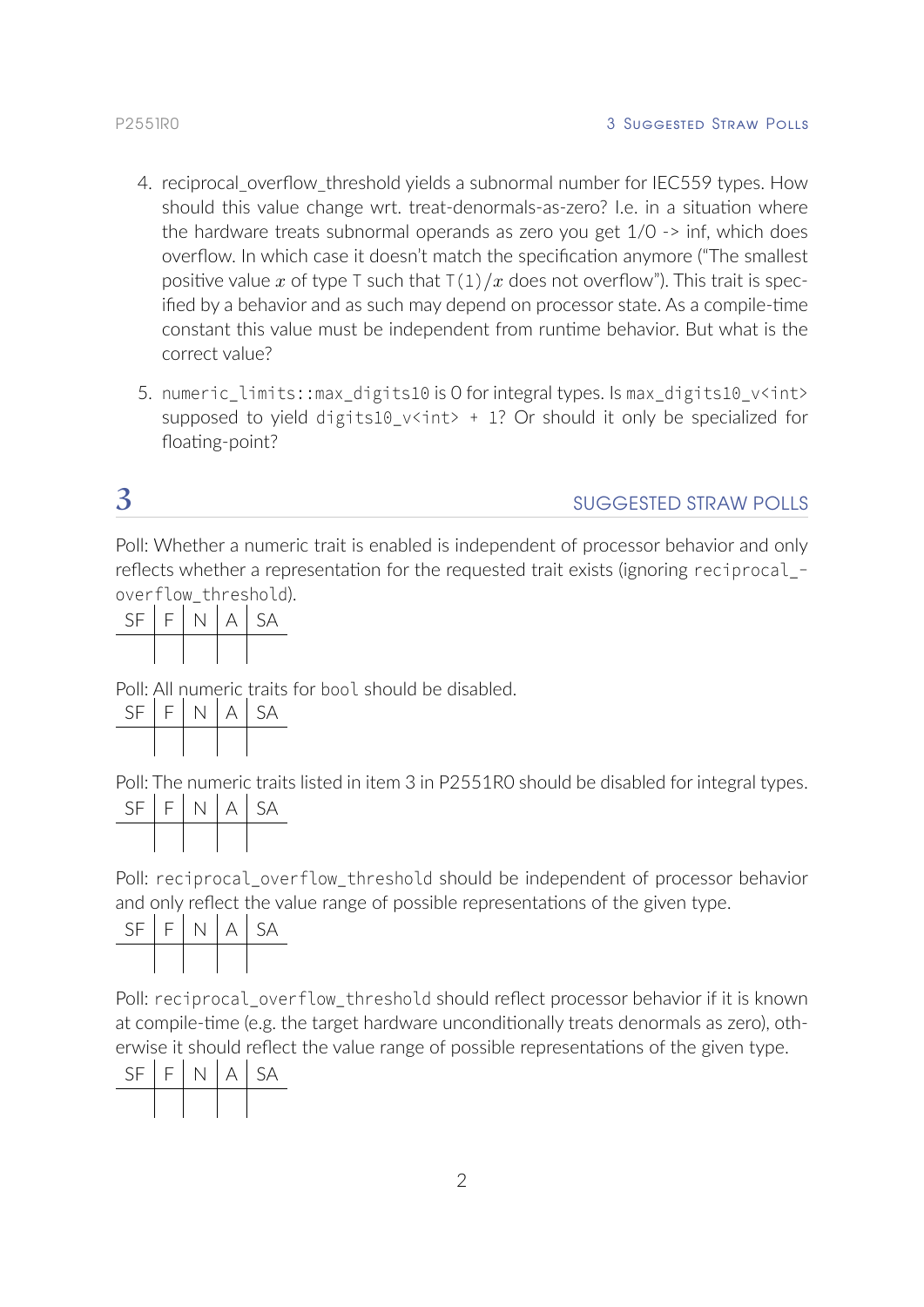4. reciprocal_overflow_threshold yields a subnormal number for IEC559 types. How should this value change wrt. treat-denormals-as-zero? I.e. in a situation where the hardware treats subnormal operands as zero you get 1/0 -> inf, which does overflow. In which case it doesn't match the specification anymore ("The smallest positive value $x$ of type `T` such that `T(1)`$/x$ does not overflow"). This trait is specified by a behavior and as such may depend on processor state. As a compile-time constant this value must be independent from runtime behavior. But what is the correct value?

5. `numeric_limits::max_digits10` is 0 for integral types. Is `max_digits10_v<int>` supposed to yield `digits10_v<int> + 1`? Or should it only be specialized for floating-point?

# 3 SUGGESTED STRAW POLLS

Poll: Whether a numeric trait is enabled is independent of processor behavior and only reflects whether a representation for the requested trait exists (ignoring `reciprocal_overflow_threshold`).

| SF | F | N | A | SA |
|---|---|---|---|---|
| | | | | |

Poll: All numeric traits for `bool` should be disabled.

| SF | F | N | A | SA |
|---|---|---|---|---|
| | | | | |

Poll: The numeric traits listed in item 3 in P2551R0 should be disabled for integral types.

| SF | F | N | A | SA |
|---|---|---|---|---|
| | | | | |

Poll: `reciprocal_overflow_threshold` should be independent of processor behavior and only reflect the value range of possible representations of the given type.

| SF | F | N | A | SA |
|---|---|---|---|---|
| | | | | |

Poll: `reciprocal_overflow_threshold` should reflect processor behavior if it is known at compile-time (e.g. the target hardware unconditionally treats denormals as zero), otherwise it should reflect the value range of possible representations of the given type.

| SF | F | N | A | SA |
|---|---|---|---|---|
| | | | | |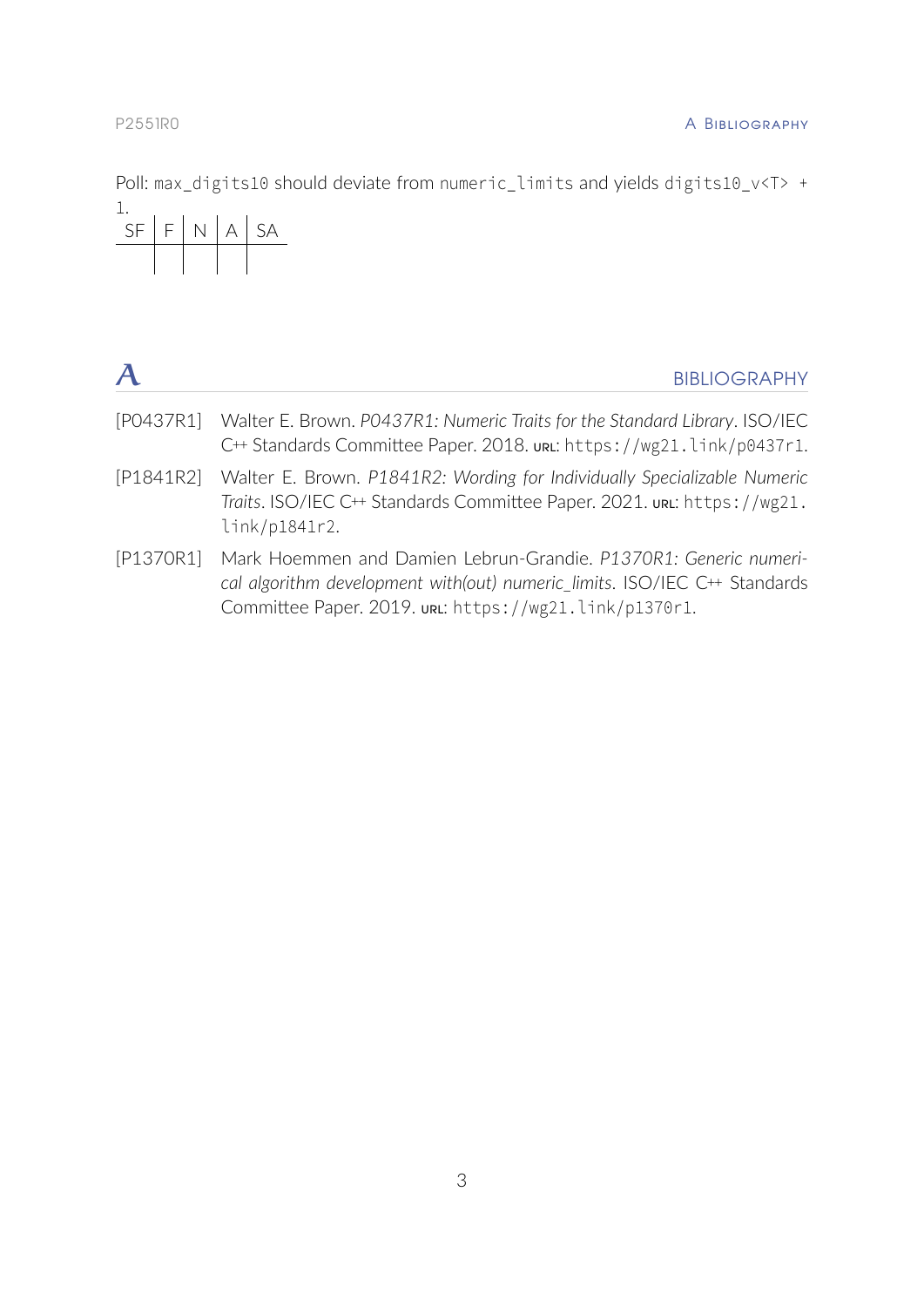Poll: `max_digits10` should deviate from `numeric_limits` and yields `digits10_v<T> + 1`.

| SF | F | N | A | SA |
|---|---|---|---|---|
| | | | | |

# A BIBLIOGRAPHY

[P0437R1] Walter E. Brown. *P0437R1: Numeric Traits for the Standard Library*. ISO/IEC C++ Standards Committee Paper. 2018. URL: https://wg21.link/p0437r1.

[P1841R2] Walter E. Brown. *P1841R2: Wording for Individually Specializable Numeric Traits*. ISO/IEC C++ Standards Committee Paper. 2021. URL: https://wg21.link/p1841r2.

[P1370R1] Mark Hoemmen and Damien Lebrun-Grandie. *P1370R1: Generic numerical algorithm development with(out) numeric_limits*. ISO/IEC C++ Standards Committee Paper. 2019. URL: https://wg21.link/p1370r1.